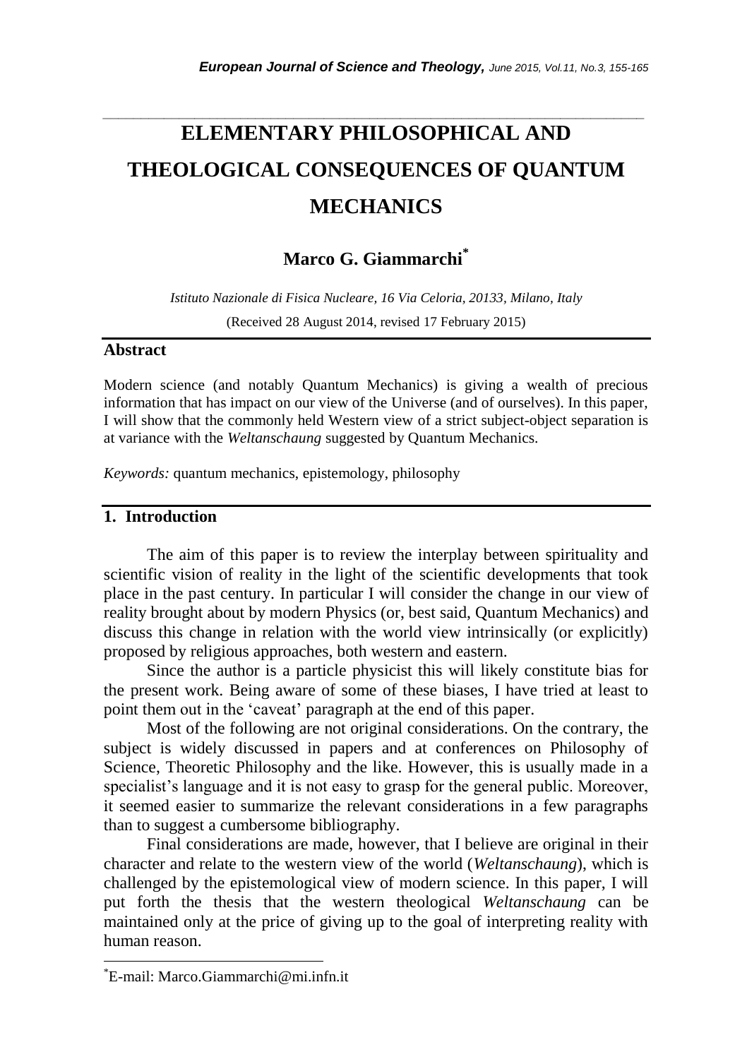# ELEMENTARY PHILOSOPHICAL AND THEOLOGICAL CONSEQUENCES OF QUANTUM MECHANICS

**Marco G. Giammarchi[*]**

*Istituto Nazionale di Fisica Nucleare, 16 Via Celoria, 20133, Milano, Italy*

(Received 28 August 2014, revised 17 February 2015)

## Abstract

Modern science (and notably Quantum Mechanics) is giving a wealth of precious information that has impact on our view of the Universe (and of ourselves). In this paper, I will show that the commonly held Western view of a strict subject-object separation is at variance with the *Weltanschaung* suggested by Quantum Mechanics.

*Keywords:* quantum mechanics, epistemology, philosophy

## 1. Introduction

The aim of this paper is to review the interplay between spirituality and scientific vision of reality in the light of the scientific developments that took place in the past century. In particular I will consider the change in our view of reality brought about by modern Physics (or, best said, Quantum Mechanics) and discuss this change in relation with the world view intrinsically (or explicitly) proposed by religious approaches, both western and eastern.

Since the author is a particle physicist this will likely constitute bias for the present work. Being aware of some of these biases, I have tried at least to point them out in the 'caveat' paragraph at the end of this paper.

Most of the following are not original considerations. On the contrary, the subject is widely discussed in papers and at conferences on Philosophy of Science, Theoretic Philosophy and the like. However, this is usually made in a specialist's language and it is not easy to grasp for the general public. Moreover, it seemed easier to summarize the relevant considerations in a few paragraphs than to suggest a cumbersome bibliography.

Final considerations are made, however, that I believe are original in their character and relate to the western view of the world (*Weltanschaung*), which is challenged by the epistemological view of modern science. In this paper, I will put forth the thesis that the western theological *Weltanschaung* can be maintained only at the price of giving up to the goal of interpreting reality with human reason.

[*]E-mail: Marco.Giammarchi@mi.infn.it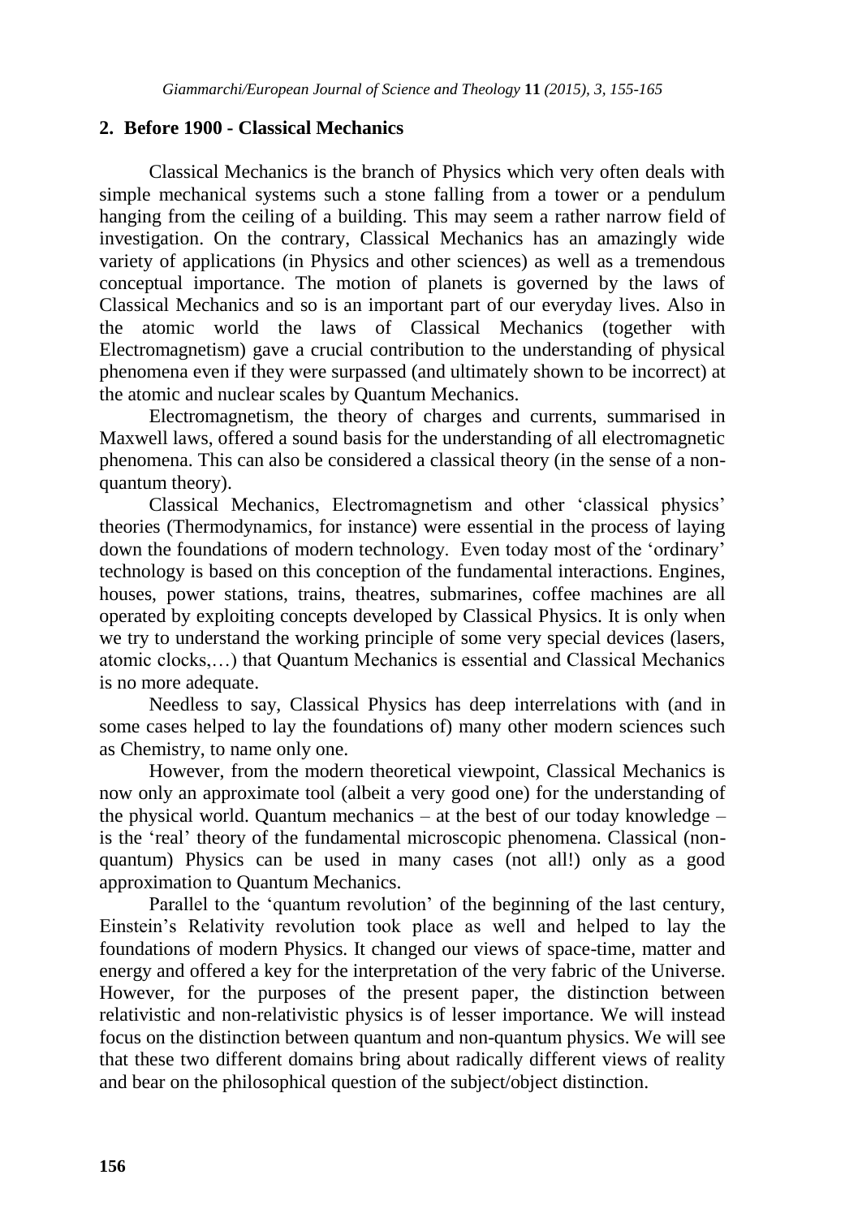## 2. Before 1900 - Classical Mechanics

Classical Mechanics is the branch of Physics which very often deals with simple mechanical systems such a stone falling from a tower or a pendulum hanging from the ceiling of a building. This may seem a rather narrow field of investigation. On the contrary, Classical Mechanics has an amazingly wide variety of applications (in Physics and other sciences) as well as a tremendous conceptual importance. The motion of planets is governed by the laws of Classical Mechanics and so is an important part of our everyday lives. Also in the atomic world the laws of Classical Mechanics (together with Electromagnetism) gave a crucial contribution to the understanding of physical phenomena even if they were surpassed (and ultimately shown to be incorrect) at the atomic and nuclear scales by Quantum Mechanics.

Electromagnetism, the theory of charges and currents, summarised in Maxwell laws, offered a sound basis for the understanding of all electromagnetic phenomena. This can also be considered a classical theory (in the sense of a non-quantum theory).

Classical Mechanics, Electromagnetism and other 'classical physics' theories (Thermodynamics, for instance) were essential in the process of laying down the foundations of modern technology. Even today most of the 'ordinary' technology is based on this conception of the fundamental interactions. Engines, houses, power stations, trains, theatres, submarines, coffee machines are all operated by exploiting concepts developed by Classical Physics. It is only when we try to understand the working principle of some very special devices (lasers, atomic clocks,…) that Quantum Mechanics is essential and Classical Mechanics is no more adequate.

Needless to say, Classical Physics has deep interrelations with (and in some cases helped to lay the foundations of) many other modern sciences such as Chemistry, to name only one.

However, from the modern theoretical viewpoint, Classical Mechanics is now only an approximate tool (albeit a very good one) for the understanding of the physical world. Quantum mechanics – at the best of our today knowledge – is the 'real' theory of the fundamental microscopic phenomena. Classical (non-quantum) Physics can be used in many cases (not all!) only as a good approximation to Quantum Mechanics.

Parallel to the 'quantum revolution' of the beginning of the last century, Einstein's Relativity revolution took place as well and helped to lay the foundations of modern Physics. It changed our views of space-time, matter and energy and offered a key for the interpretation of the very fabric of the Universe. However, for the purposes of the present paper, the distinction between relativistic and non-relativistic physics is of lesser importance. We will instead focus on the distinction between quantum and non-quantum physics. We will see that these two different domains bring about radically different views of reality and bear on the philosophical question of the subject/object distinction.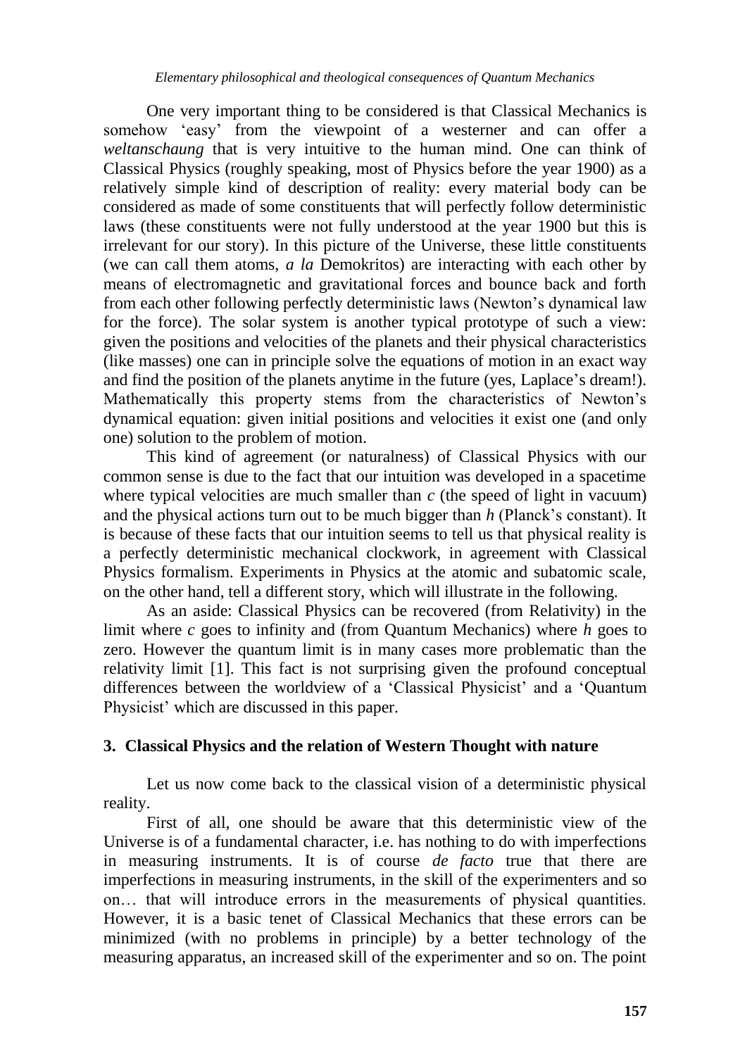One very important thing to be considered is that Classical Mechanics is somehow 'easy' from the viewpoint of a westerner and can offer a *weltanschauung* that is very intuitive to the human mind. One can think of Classical Physics (roughly speaking, most of Physics before the year 1900) as a relatively simple kind of description of reality: every material body can be considered as made of some constituents that will perfectly follow deterministic laws (these constituents were not fully understood at the year 1900 but this is irrelevant for our story). In this picture of the Universe, these little constituents (we can call them atoms, *a la* Demokritos) are interacting with each other by means of electromagnetic and gravitational forces and bounce back and forth from each other following perfectly deterministic laws (Newton's dynamical law for the force). The solar system is another typical prototype of such a view: given the positions and velocities of the planets and their physical characteristics (like masses) one can in principle solve the equations of motion in an exact way and find the position of the planets anytime in the future (yes, Laplace's dream!). Mathematically this property stems from the characteristics of Newton's dynamical equation: given initial positions and velocities it exist one (and only one) solution to the problem of motion.

This kind of agreement (or naturalness) of Classical Physics with our common sense is due to the fact that our intuition was developed in a spacetime where typical velocities are much smaller than $c$ (the speed of light in vacuum) and the physical actions turn out to be much bigger than $h$ (Planck's constant). It is because of these facts that our intuition seems to tell us that physical reality is a perfectly deterministic mechanical clockwork, in agreement with Classical Physics formalism. Experiments in Physics at the atomic and subatomic scale, on the other hand, tell a different story, which will illustrate in the following.

As an aside: Classical Physics can be recovered (from Relativity) in the limit where $c$ goes to infinity and (from Quantum Mechanics) where $h$ goes to zero. However the quantum limit is in many cases more problematic than the relativity limit [1]. This fact is not surprising given the profound conceptual differences between the worldview of a 'Classical Physicist' and a 'Quantum Physicist' which are discussed in this paper.

## 3. Classical Physics and the relation of Western Thought with nature

Let us now come back to the classical vision of a deterministic physical reality.

First of all, one should be aware that this deterministic view of the Universe is of a fundamental character, i.e. has nothing to do with imperfections in measuring instruments. It is of course *de facto* true that there are imperfections in measuring instruments, in the skill of the experimenters and so on… that will introduce errors in the measurements of physical quantities. However, it is a basic tenet of Classical Mechanics that these errors can be minimized (with no problems in principle) by a better technology of the measuring apparatus, an increased skill of the experimenter and so on. The point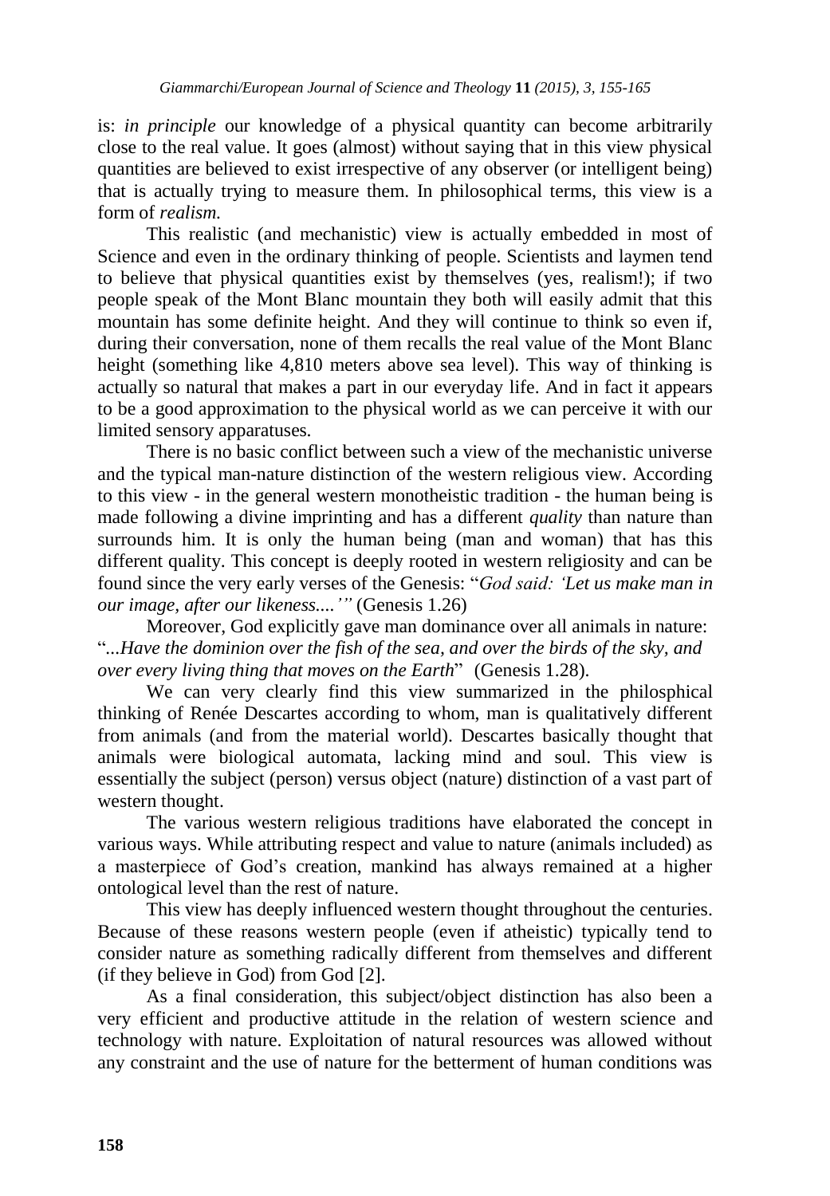is: *in principle* our knowledge of a physical quantity can become arbitrarily close to the real value. It goes (almost) without saying that in this view physical quantities are believed to exist irrespective of any observer (or intelligent being) that is actually trying to measure them. In philosophical terms, this view is a form of *realism.*

This realistic (and mechanistic) view is actually embedded in most of Science and even in the ordinary thinking of people. Scientists and laymen tend to believe that physical quantities exist by themselves (yes, realism!); if two people speak of the Mont Blanc mountain they both will easily admit that this mountain has some definite height. And they will continue to think so even if, during their conversation, none of them recalls the real value of the Mont Blanc height (something like 4,810 meters above sea level). This way of thinking is actually so natural that makes a part in our everyday life. And in fact it appears to be a good approximation to the physical world as we can perceive it with our limited sensory apparatuses.

There is no basic conflict between such a view of the mechanistic universe and the typical man-nature distinction of the western religious view. According to this view - in the general western monotheistic tradition - the human being is made following a divine imprinting and has a different *quality* than nature than surrounds him. It is only the human being (man and woman) that has this different quality. This concept is deeply rooted in western religiosity and can be found since the very early verses of the Genesis: "*God said: 'Let us make man in our image, after our likeness....'*" (Genesis 1.26)

Moreover, God explicitly gave man dominance over all animals in nature: "*...Have the dominion over the fish of the sea, and over the birds of the sky, and over every living thing that moves on the Earth*" (Genesis 1.28).

We can very clearly find this view summarized in the philosphical thinking of Renée Descartes according to whom, man is qualitatively different from animals (and from the material world). Descartes basically thought that animals were biological automata, lacking mind and soul. This view is essentially the subject (person) versus object (nature) distinction of a vast part of western thought.

The various western religious traditions have elaborated the concept in various ways. While attributing respect and value to nature (animals included) as a masterpiece of God's creation, mankind has always remained at a higher ontological level than the rest of nature.

This view has deeply influenced western thought throughout the centuries. Because of these reasons western people (even if atheistic) typically tend to consider nature as something radically different from themselves and different (if they believe in God) from God [2].

As a final consideration, this subject/object distinction has also been a very efficient and productive attitude in the relation of western science and technology with nature. Exploitation of natural resources was allowed without any constraint and the use of nature for the betterment of human conditions was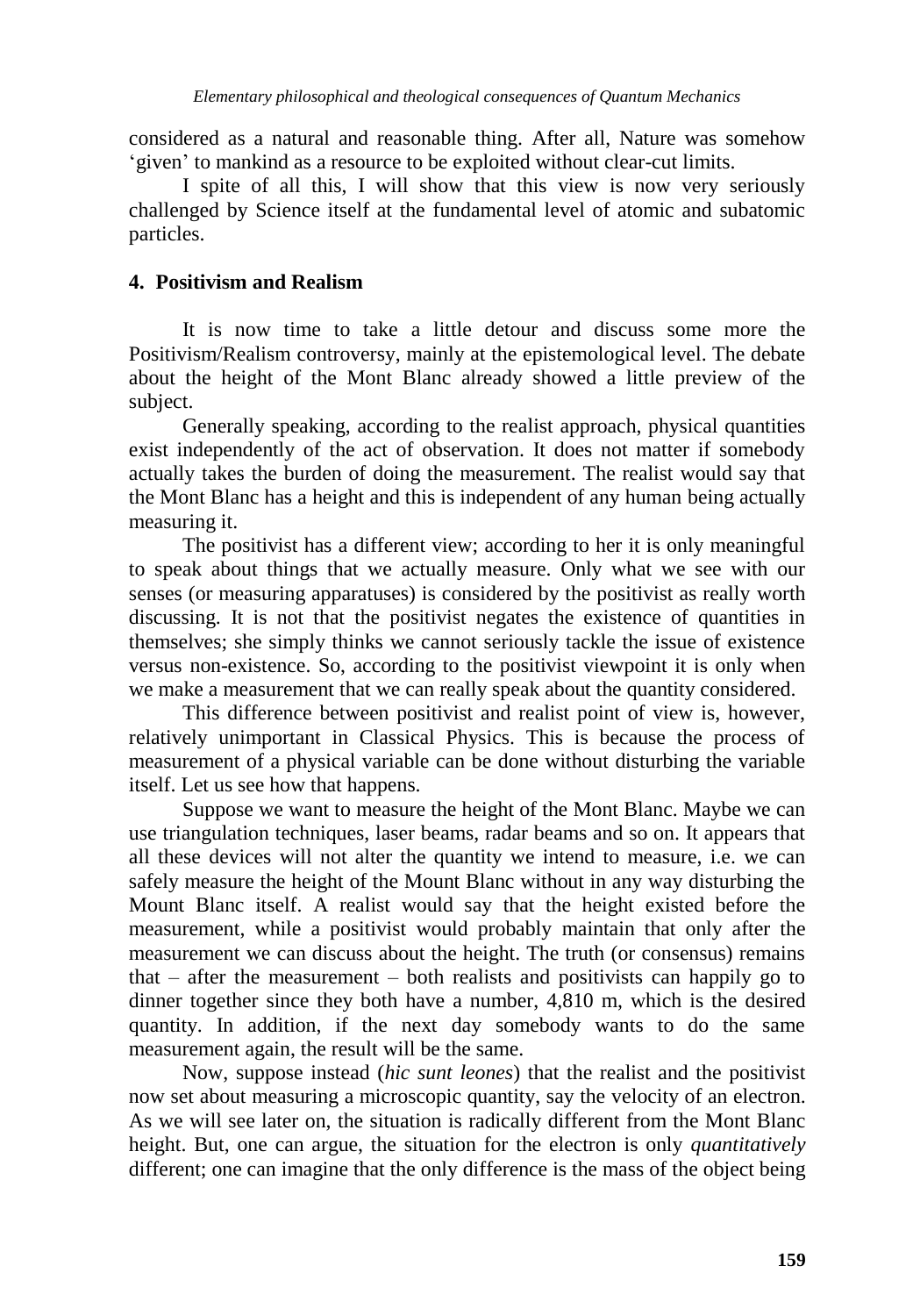considered as a natural and reasonable thing. After all, Nature was somehow 'given' to mankind as a resource to be exploited without clear-cut limits.

I spite of all this, I will show that this view is now very seriously challenged by Science itself at the fundamental level of atomic and subatomic particles.

## 4. Positivism and Realism

It is now time to take a little detour and discuss some more the Positivism/Realism controversy, mainly at the epistemological level. The debate about the height of the Mont Blanc already showed a little preview of the subject.

Generally speaking, according to the realist approach, physical quantities exist independently of the act of observation. It does not matter if somebody actually takes the burden of doing the measurement. The realist would say that the Mont Blanc has a height and this is independent of any human being actually measuring it.

The positivist has a different view; according to her it is only meaningful to speak about things that we actually measure. Only what we see with our senses (or measuring apparatuses) is considered by the positivist as really worth discussing. It is not that the positivist negates the existence of quantities in themselves; she simply thinks we cannot seriously tackle the issue of existence versus non-existence. So, according to the positivist viewpoint it is only when we make a measurement that we can really speak about the quantity considered.

This difference between positivist and realist point of view is, however, relatively unimportant in Classical Physics. This is because the process of measurement of a physical variable can be done without disturbing the variable itself. Let us see how that happens.

Suppose we want to measure the height of the Mont Blanc. Maybe we can use triangulation techniques, laser beams, radar beams and so on. It appears that all these devices will not alter the quantity we intend to measure, i.e. we can safely measure the height of the Mount Blanc without in any way disturbing the Mount Blanc itself. A realist would say that the height existed before the measurement, while a positivist would probably maintain that only after the measurement we can discuss about the height. The truth (or consensus) remains that – after the measurement – both realists and positivists can happily go to dinner together since they both have a number, 4,810 m, which is the desired quantity. In addition, if the next day somebody wants to do the same measurement again, the result will be the same.

Now, suppose instead (*hic sunt leones*) that the realist and the positivist now set about measuring a microscopic quantity, say the velocity of an electron. As we will see later on, the situation is radically different from the Mont Blanc height. But, one can argue, the situation for the electron is only *quantitatively* different; one can imagine that the only difference is the mass of the object being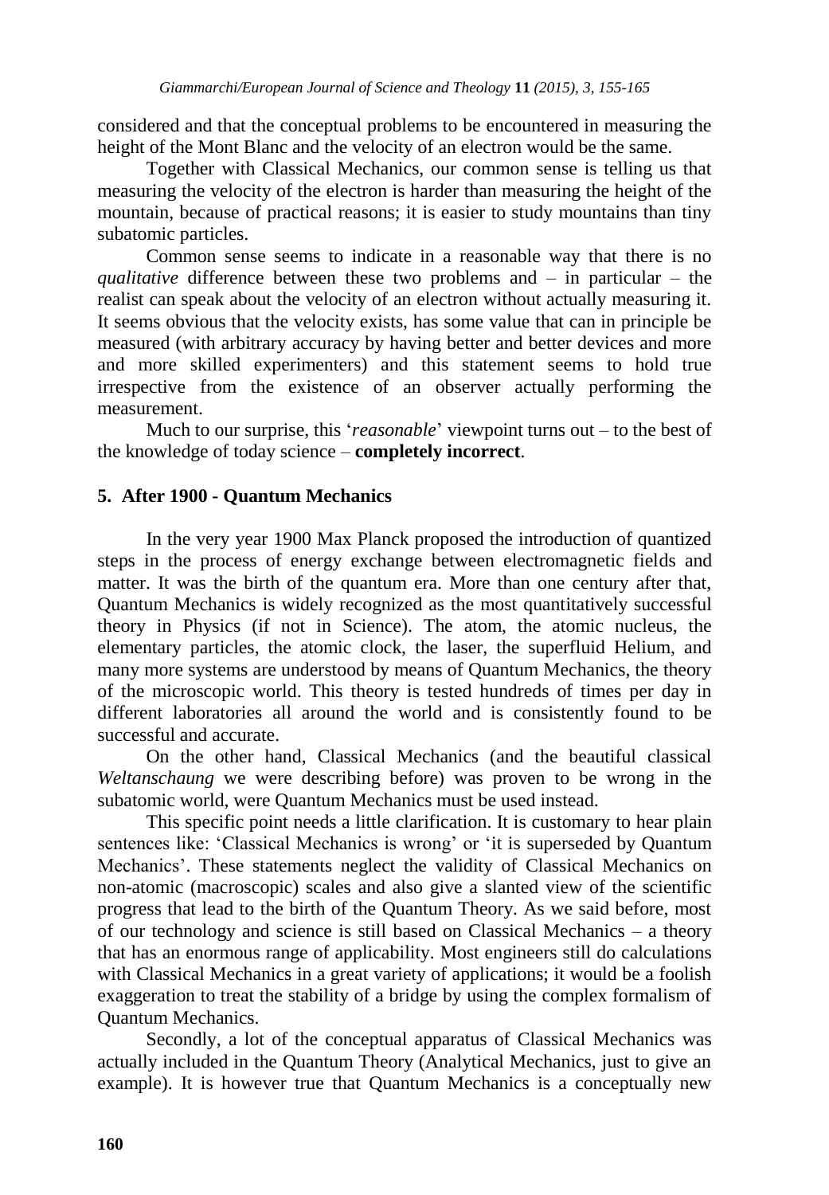considered and that the conceptual problems to be encountered in measuring the height of the Mont Blanc and the velocity of an electron would be the same.

Together with Classical Mechanics, our common sense is telling us that measuring the velocity of the electron is harder than measuring the height of the mountain, because of practical reasons; it is easier to study mountains than tiny subatomic particles.

Common sense seems to indicate in a reasonable way that there is no *qualitative* difference between these two problems and – in particular – the realist can speak about the velocity of an electron without actually measuring it. It seems obvious that the velocity exists, has some value that can in principle be measured (with arbitrary accuracy by having better and better devices and more and more skilled experimenters) and this statement seems to hold true irrespective from the existence of an observer actually performing the measurement.

Much to our surprise, this '*reasonable*' viewpoint turns out – to the best of the knowledge of today science – **completely incorrect**.

## 5. After 1900 - Quantum Mechanics

In the very year 1900 Max Planck proposed the introduction of quantized steps in the process of energy exchange between electromagnetic fields and matter. It was the birth of the quantum era. More than one century after that, Quantum Mechanics is widely recognized as the most quantitatively successful theory in Physics (if not in Science). The atom, the atomic nucleus, the elementary particles, the atomic clock, the laser, the superfluid Helium, and many more systems are understood by means of Quantum Mechanics, the theory of the microscopic world. This theory is tested hundreds of times per day in different laboratories all around the world and is consistently found to be successful and accurate.

On the other hand, Classical Mechanics (and the beautiful classical *Weltanschaung* we were describing before) was proven to be wrong in the subatomic world, were Quantum Mechanics must be used instead.

This specific point needs a little clarification. It is customary to hear plain sentences like: 'Classical Mechanics is wrong' or 'it is superseded by Quantum Mechanics'. These statements neglect the validity of Classical Mechanics on non-atomic (macroscopic) scales and also give a slanted view of the scientific progress that lead to the birth of the Quantum Theory. As we said before, most of our technology and science is still based on Classical Mechanics – a theory that has an enormous range of applicability. Most engineers still do calculations with Classical Mechanics in a great variety of applications; it would be a foolish exaggeration to treat the stability of a bridge by using the complex formalism of Quantum Mechanics.

Secondly, a lot of the conceptual apparatus of Classical Mechanics was actually included in the Quantum Theory (Analytical Mechanics, just to give an example). It is however true that Quantum Mechanics is a conceptually new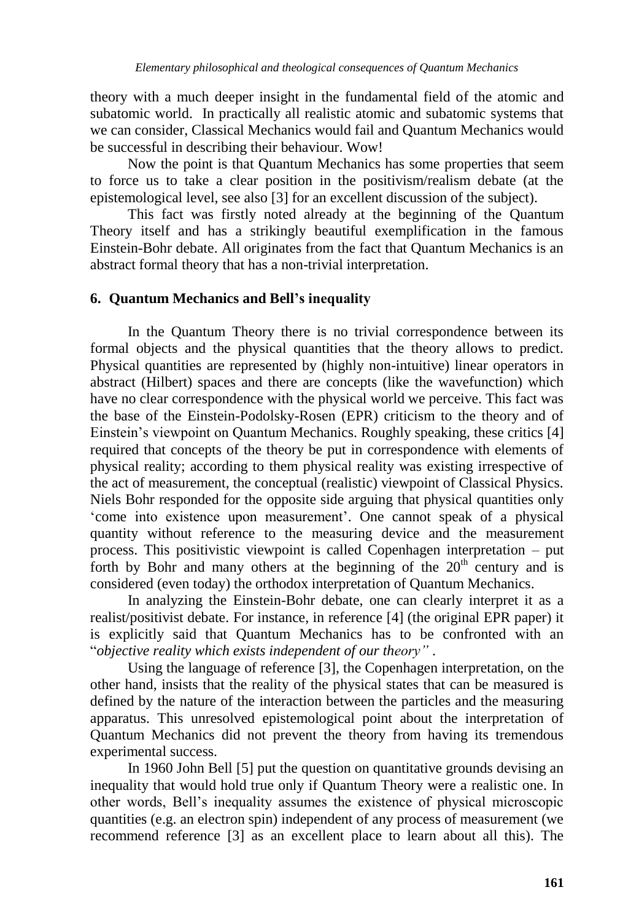theory with a much deeper insight in the fundamental field of the atomic and subatomic world. In practically all realistic atomic and subatomic systems that we can consider, Classical Mechanics would fail and Quantum Mechanics would be successful in describing their behaviour. Wow!

Now the point is that Quantum Mechanics has some properties that seem to force us to take a clear position in the positivism/realism debate (at the epistemological level, see also [3] for an excellent discussion of the subject).

This fact was firstly noted already at the beginning of the Quantum Theory itself and has a strikingly beautiful exemplification in the famous Einstein-Bohr debate. All originates from the fact that Quantum Mechanics is an abstract formal theory that has a non-trivial interpretation.

## 6. Quantum Mechanics and Bell's inequality

In the Quantum Theory there is no trivial correspondence between its formal objects and the physical quantities that the theory allows to predict. Physical quantities are represented by (highly non-intuitive) linear operators in abstract (Hilbert) spaces and there are concepts (like the wavefunction) which have no clear correspondence with the physical world we perceive. This fact was the base of the Einstein-Podolsky-Rosen (EPR) criticism to the theory and of Einstein's viewpoint on Quantum Mechanics. Roughly speaking, these critics [4] required that concepts of the theory be put in correspondence with elements of physical reality; according to them physical reality was existing irrespective of the act of measurement, the conceptual (realistic) viewpoint of Classical Physics. Niels Bohr responded for the opposite side arguing that physical quantities only 'come into existence upon measurement'. One cannot speak of a physical quantity without reference to the measuring device and the measurement process. This positivistic viewpoint is called Copenhagen interpretation – put forth by Bohr and many others at the beginning of the 20th century and is considered (even today) the orthodox interpretation of Quantum Mechanics.

In analyzing the Einstein-Bohr debate, one can clearly interpret it as a realist/positivist debate. For instance, in reference [4] (the original EPR paper) it is explicitly said that Quantum Mechanics has to be confronted with an "*objective reality which exists independent of our theory"* .

Using the language of reference [3], the Copenhagen interpretation, on the other hand, insists that the reality of the physical states that can be measured is defined by the nature of the interaction between the particles and the measuring apparatus. This unresolved epistemological point about the interpretation of Quantum Mechanics did not prevent the theory from having its tremendous experimental success.

In 1960 John Bell [5] put the question on quantitative grounds devising an inequality that would hold true only if Quantum Theory were a realistic one. In other words, Bell's inequality assumes the existence of physical microscopic quantities (e.g. an electron spin) independent of any process of measurement (we recommend reference [3] as an excellent place to learn about all this). The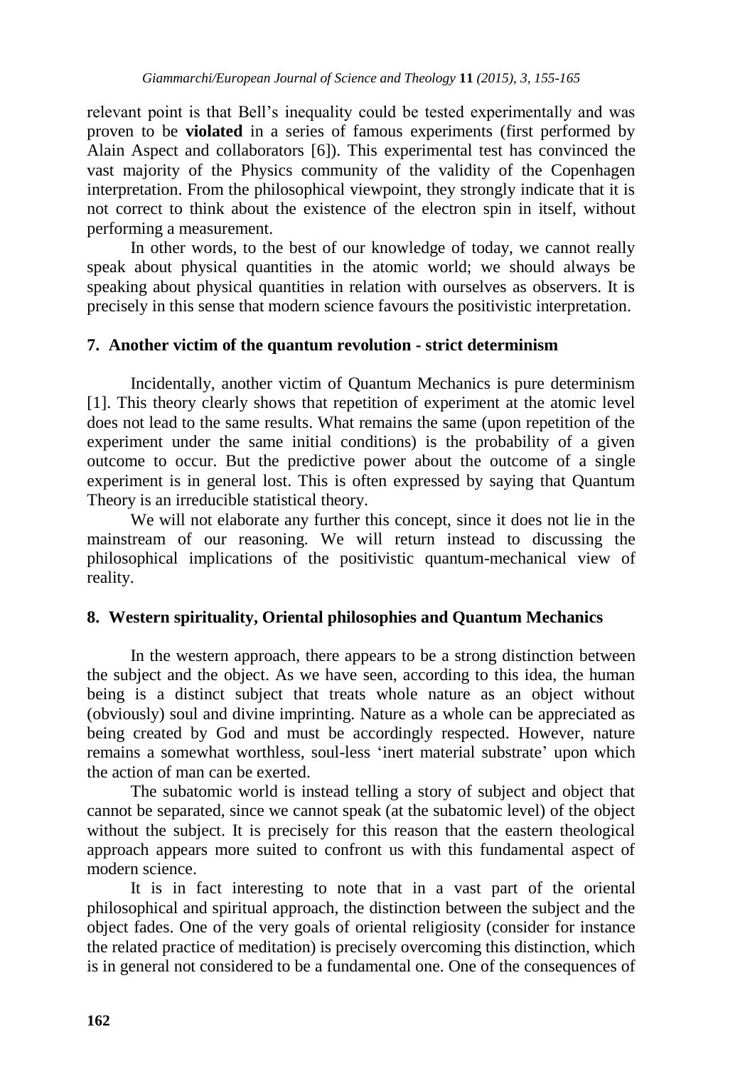relevant point is that Bell's inequality could be tested experimentally and was proven to be **violated** in a series of famous experiments (first performed by Alain Aspect and collaborators [6]). This experimental test has convinced the vast majority of the Physics community of the validity of the Copenhagen interpretation. From the philosophical viewpoint, they strongly indicate that it is not correct to think about the existence of the electron spin in itself, without performing a measurement.

In other words, to the best of our knowledge of today, we cannot really speak about physical quantities in the atomic world; we should always be speaking about physical quantities in relation with ourselves as observers. It is precisely in this sense that modern science favours the positivistic interpretation.

## 7. Another victim of the quantum revolution - strict determinism

Incidentally, another victim of Quantum Mechanics is pure determinism [1]. This theory clearly shows that repetition of experiment at the atomic level does not lead to the same results. What remains the same (upon repetition of the experiment under the same initial conditions) is the probability of a given outcome to occur. But the predictive power about the outcome of a single experiment is in general lost. This is often expressed by saying that Quantum Theory is an irreducible statistical theory.

We will not elaborate any further this concept, since it does not lie in the mainstream of our reasoning. We will return instead to discussing the philosophical implications of the positivistic quantum-mechanical view of reality.

## 8. Western spirituality, Oriental philosophies and Quantum Mechanics

In the western approach, there appears to be a strong distinction between the subject and the object. As we have seen, according to this idea, the human being is a distinct subject that treats whole nature as an object without (obviously) soul and divine imprinting. Nature as a whole can be appreciated as being created by God and must be accordingly respected. However, nature remains a somewhat worthless, soul-less 'inert material substrate' upon which the action of man can be exerted.

The subatomic world is instead telling a story of subject and object that cannot be separated, since we cannot speak (at the subatomic level) of the object without the subject. It is precisely for this reason that the eastern theological approach appears more suited to confront us with this fundamental aspect of modern science.

It is in fact interesting to note that in a vast part of the oriental philosophical and spiritual approach, the distinction between the subject and the object fades. One of the very goals of oriental religiosity (consider for instance the related practice of meditation) is precisely overcoming this distinction, which is in general not considered to be a fundamental one. One of the consequences of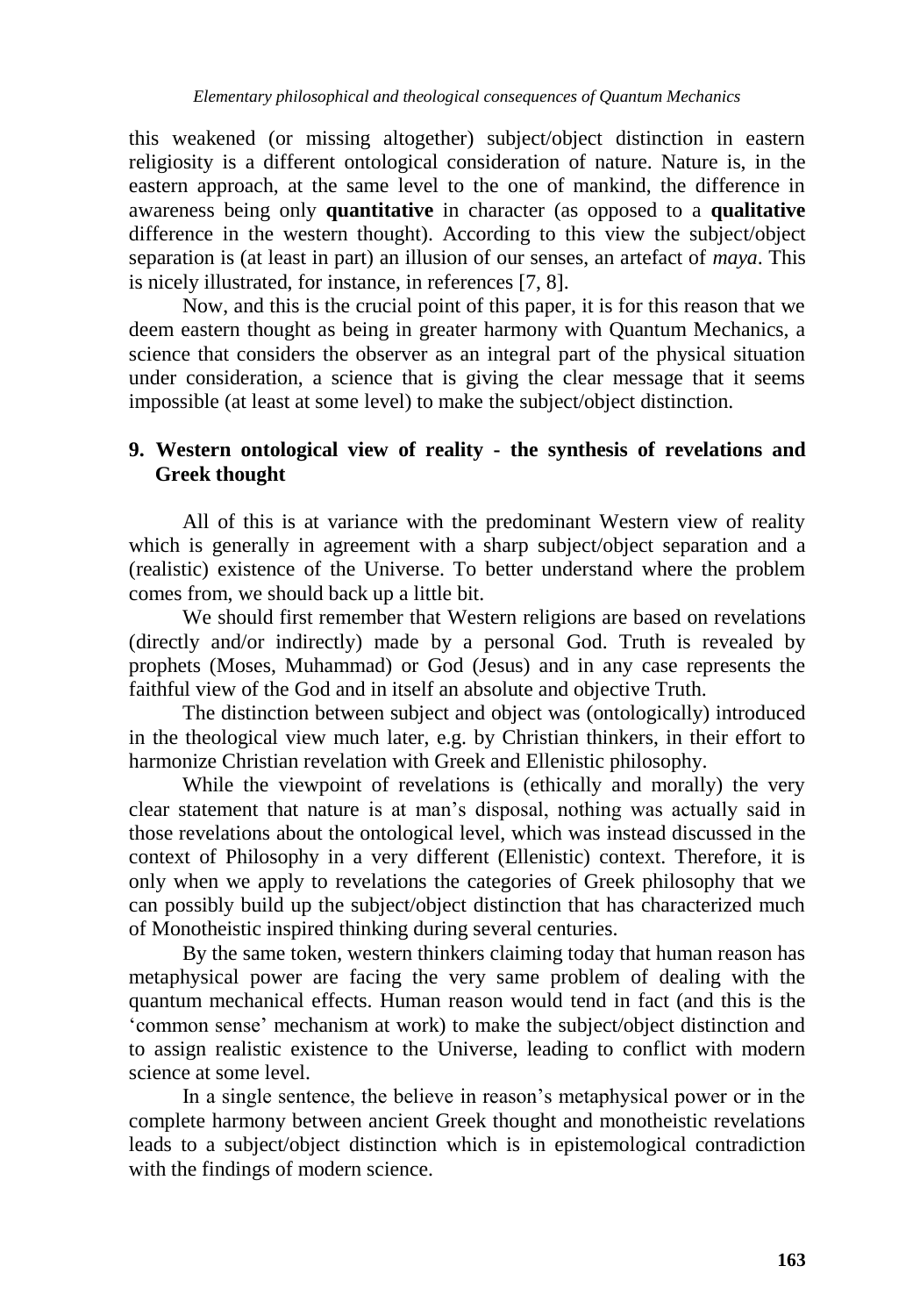this weakened (or missing altogether) subject/object distinction in eastern religiosity is a different ontological consideration of nature. Nature is, in the eastern approach, at the same level to the one of mankind, the difference in awareness being only **quantitative** in character (as opposed to a **qualitative** difference in the western thought). According to this view the subject/object separation is (at least in part) an illusion of our senses, an artefact of *maya*. This is nicely illustrated, for instance, in references [7, 8].

Now, and this is the crucial point of this paper, it is for this reason that we deem eastern thought as being in greater harmony with Quantum Mechanics, a science that considers the observer as an integral part of the physical situation under consideration, a science that is giving the clear message that it seems impossible (at least at some level) to make the subject/object distinction.

## 9. Western ontological view of reality - the synthesis of revelations and Greek thought

All of this is at variance with the predominant Western view of reality which is generally in agreement with a sharp subject/object separation and a (realistic) existence of the Universe. To better understand where the problem comes from, we should back up a little bit.

We should first remember that Western religions are based on revelations (directly and/or indirectly) made by a personal God. Truth is revealed by prophets (Moses, Muhammad) or God (Jesus) and in any case represents the faithful view of the God and in itself an absolute and objective Truth.

The distinction between subject and object was (ontologically) introduced in the theological view much later, e.g. by Christian thinkers, in their effort to harmonize Christian revelation with Greek and Ellenistic philosophy.

While the viewpoint of revelations is (ethically and morally) the very clear statement that nature is at man's disposal, nothing was actually said in those revelations about the ontological level, which was instead discussed in the context of Philosophy in a very different (Ellenistic) context. Therefore, it is only when we apply to revelations the categories of Greek philosophy that we can possibly build up the subject/object distinction that has characterized much of Monotheistic inspired thinking during several centuries.

By the same token, western thinkers claiming today that human reason has metaphysical power are facing the very same problem of dealing with the quantum mechanical effects. Human reason would tend in fact (and this is the 'common sense' mechanism at work) to make the subject/object distinction and to assign realistic existence to the Universe, leading to conflict with modern science at some level.

In a single sentence, the believe in reason's metaphysical power or in the complete harmony between ancient Greek thought and monotheistic revelations leads to a subject/object distinction which is in epistemological contradiction with the findings of modern science.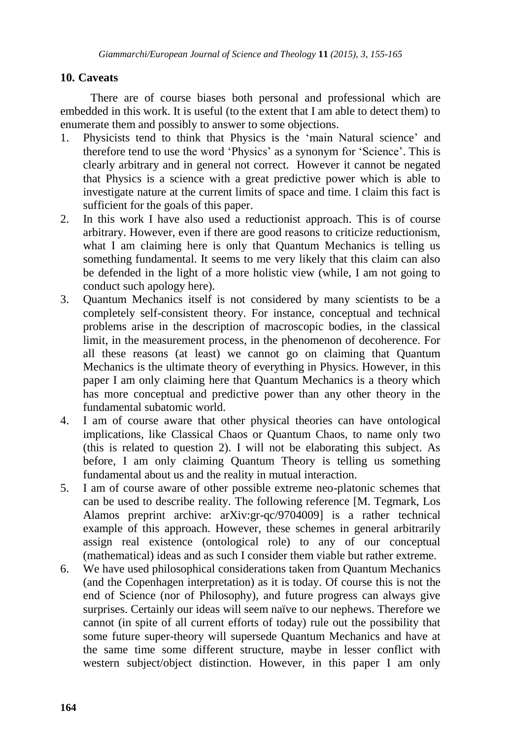## 10. Caveats

There are of course biases both personal and professional which are embedded in this work. It is useful (to the extent that I am able to detect them) to enumerate them and possibly to answer to some objections.

1. Physicists tend to think that Physics is the 'main Natural science' and therefore tend to use the word 'Physics' as a synonym for 'Science'. This is clearly arbitrary and in general not correct. However it cannot be negated that Physics is a science with a great predictive power which is able to investigate nature at the current limits of space and time. I claim this fact is sufficient for the goals of this paper.
2. In this work I have also used a reductionist approach. This is of course arbitrary. However, even if there are good reasons to criticize reductionism, what I am claiming here is only that Quantum Mechanics is telling us something fundamental. It seems to me very likely that this claim can also be defended in the light of a more holistic view (while, I am not going to conduct such apology here).
3. Quantum Mechanics itself is not considered by many scientists to be a completely self-consistent theory. For instance, conceptual and technical problems arise in the description of macroscopic bodies, in the classical limit, in the measurement process, in the phenomenon of decoherence. For all these reasons (at least) we cannot go on claiming that Quantum Mechanics is the ultimate theory of everything in Physics. However, in this paper I am only claiming here that Quantum Mechanics is a theory which has more conceptual and predictive power than any other theory in the fundamental subatomic world.
4. I am of course aware that other physical theories can have ontological implications, like Classical Chaos or Quantum Chaos, to name only two (this is related to question 2). I will not be elaborating this subject. As before, I am only claiming Quantum Theory is telling us something fundamental about us and the reality in mutual interaction.
5. I am of course aware of other possible extreme neo-platonic schemes that can be used to describe reality. The following reference [M. Tegmark, Los Alamos preprint archive: arXiv:gr-qc/9704009] is a rather technical example of this approach. However, these schemes in general arbitrarily assign real existence (ontological role) to any of our conceptual (mathematical) ideas and as such I consider them viable but rather extreme.
6. We have used philosophical considerations taken from Quantum Mechanics (and the Copenhagen interpretation) as it is today. Of course this is not the end of Science (nor of Philosophy), and future progress can always give surprises. Certainly our ideas will seem naïve to our nephews. Therefore we cannot (in spite of all current efforts of today) rule out the possibility that some future super-theory will supersede Quantum Mechanics and have at the same time some different structure, maybe in lesser conflict with western subject/object distinction. However, in this paper I am only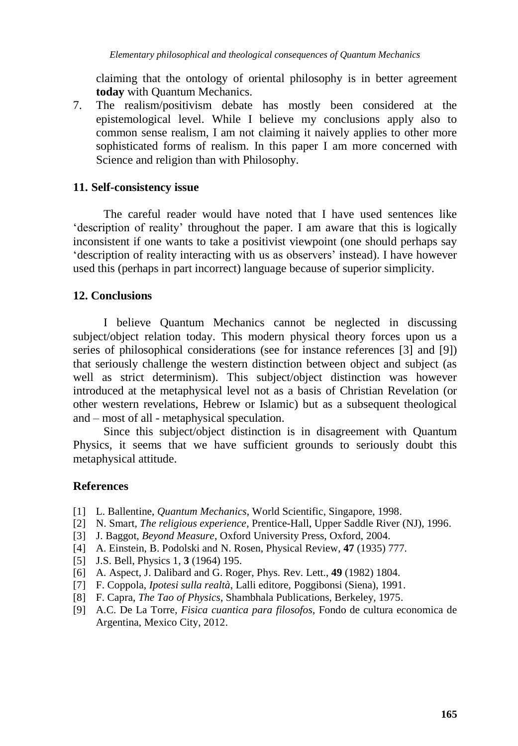claiming that the ontology of oriental philosophy is in better agreement **today** with Quantum Mechanics.

7. The realism/positivism debate has mostly been considered at the epistemological level. While I believe my conclusions apply also to common sense realism, I am not claiming it naively applies to other more sophisticated forms of realism. In this paper I am more concerned with Science and religion than with Philosophy.

## 11. Self-consistency issue

The careful reader would have noted that I have used sentences like 'description of reality' throughout the paper. I am aware that this is logically inconsistent if one wants to take a positivist viewpoint (one should perhaps say 'description of reality interacting with us as observers' instead). I have however used this (perhaps in part incorrect) language because of superior simplicity.

## 12. Conclusions

I believe Quantum Mechanics cannot be neglected in discussing subject/object relation today. This modern physical theory forces upon us a series of philosophical considerations (see for instance references [3] and [9]) that seriously challenge the western distinction between object and subject (as well as strict determinism). This subject/object distinction was however introduced at the metaphysical level not as a basis of Christian Revelation (or other western revelations, Hebrew or Islamic) but as a subsequent theological and – most of all - metaphysical speculation.

Since this subject/object distinction is in disagreement with Quantum Physics, it seems that we have sufficient grounds to seriously doubt this metaphysical attitude.

## References

[1] L. Ballentine, *Quantum Mechanics*, World Scientific, Singapore, 1998.
[2] N. Smart, *The religious experience*, Prentice-Hall, Upper Saddle River (NJ), 1996.
[3] J. Baggot, *Beyond Measure*, Oxford University Press, Oxford, 2004.
[4] A. Einstein, B. Podolski and N. Rosen, Physical Review, **47** (1935) 777.
[5] J.S. Bell, Physics 1, **3** (1964) 195.
[6] A. Aspect, J. Dalibard and G. Roger, Phys. Rev. Lett., **49** (1982) 1804.
[7] F. Coppola, *Ipotesi sulla realtà*, Lalli editore, Poggibonsi (Siena), 1991.
[8] F. Capra, *The Tao of Physics*, Shambhala Publications, Berkeley, 1975.
[9] A.C. De La Torre, *Fisica cuantica para filosofos*, Fondo de cultura economica de Argentina, Mexico City, 2012.